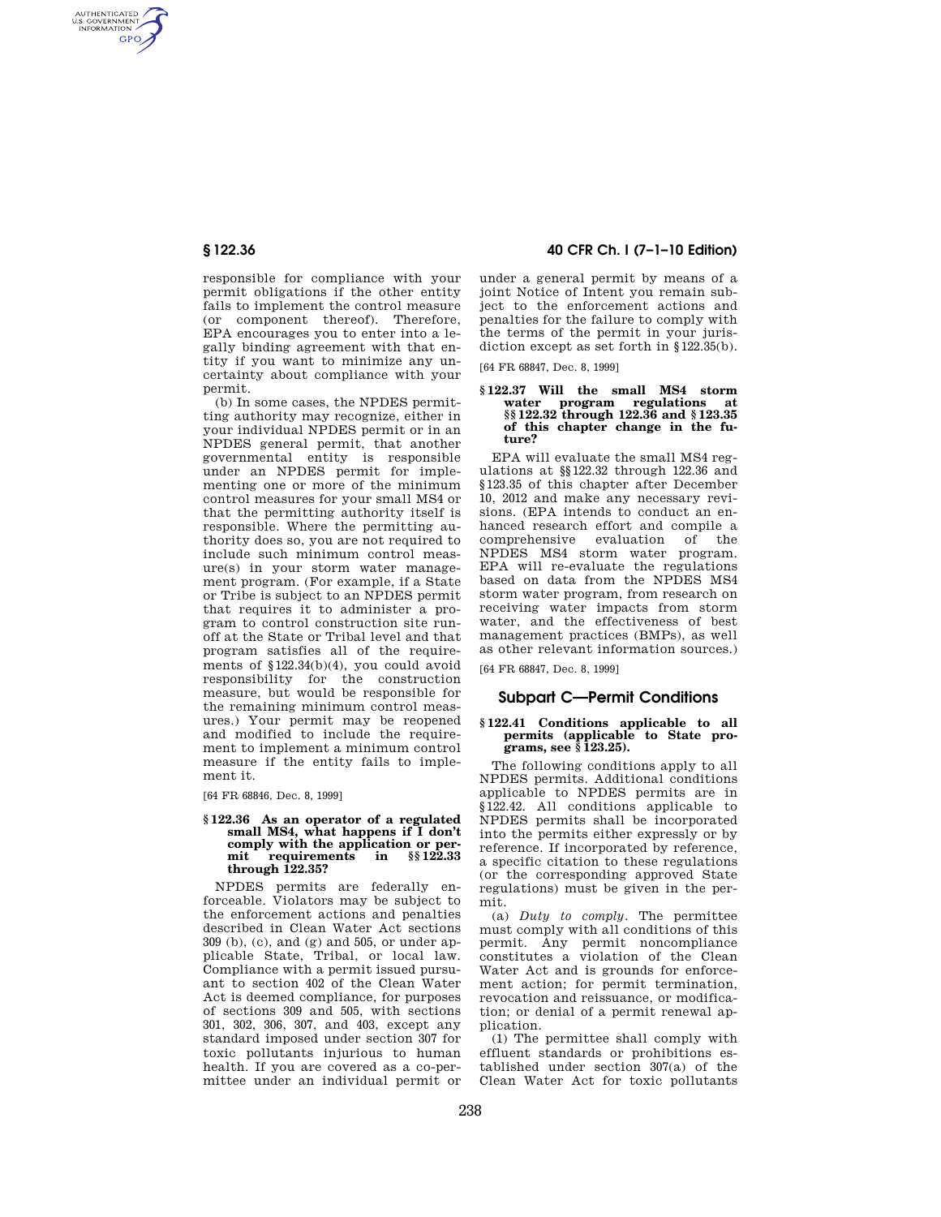responsible for compliance with your permit obligations if the other entity fails to implement the control measure (or component thereof). Therefore, EPA encourages you to enter into a legally binding agreement with that entity if you want to minimize any uncertainty about compliance with your permit.

(b) In some cases, the NPDES permitting authority may recognize, either in your individual NPDES permit or in an NPDES general permit, that another governmental entity is responsible under an NPDES permit for implementing one or more of the minimum control measures for your small MS4 or that the permitting authority itself is responsible. Where the permitting authority does so, you are not required to include such minimum control measure(s) in your storm water management program. (For example, if a State or Tribe is subject to an NPDES permit that requires it to administer a program to control construction site runoff at the State or Tribal level and that program satisfies all of the requirements of §122.34(b)(4), you could avoid responsibility for the construction measure, but would be responsible for the remaining minimum control measures.) Your permit may be reopened and modified to include the requirement to implement a minimum control measure if the entity fails to implement it.

[64 FR 68846, Dec. 8, 1999]

### § 122.36 As an operator of a regulated small MS4, what happens if I don't comply with the application or permit requirements in §§ 122.33 through 122.35?

NPDES permits are federally enforceable. Violators may be subject to the enforcement actions and penalties described in Clean Water Act sections 309 (b), (c), and (g) and 505, or under applicable State, Tribal, or local law. Compliance with a permit issued pursuant to section 402 of the Clean Water Act is deemed compliance, for purposes of sections 309 and 505, with sections 301, 302, 306, 307, and 403, except any standard imposed under section 307 for toxic pollutants injurious to human health. If you are covered as a co-permittee under an individual permit or under a general permit by means of a joint Notice of Intent you remain subject to the enforcement actions and penalties for the failure to comply with the terms of the permit in your jurisdiction except as set forth in §122.35(b).

[64 FR 68847, Dec. 8, 1999]

### § 122.37 Will the small MS4 storm water program regulations at §§ 122.32 through 122.36 and § 123.35 of this chapter change in the future?

EPA will evaluate the small MS4 regulations at §§122.32 through 122.36 and §123.35 of this chapter after December 10, 2012 and make any necessary revisions. (EPA intends to conduct an enhanced research effort and compile a comprehensive evaluation of the NPDES MS4 storm water program. EPA will re-evaluate the regulations based on data from the NPDES MS4 storm water program, from research on receiving water impacts from storm water, and the effectiveness of best management practices (BMPs), as well as other relevant information sources.)

[64 FR 68847, Dec. 8, 1999]

## Subpart C—Permit Conditions

### § 122.41 Conditions applicable to all permits (applicable to State programs, see § 123.25).

The following conditions apply to all NPDES permits. Additional conditions applicable to NPDES permits are in §122.42. All conditions applicable to NPDES permits shall be incorporated into the permits either expressly or by reference. If incorporated by reference, a specific citation to these regulations (or the corresponding approved State regulations) must be given in the permit.

(a) *Duty to comply*. The permittee must comply with all conditions of this permit. Any permit noncompliance constitutes a violation of the Clean Water Act and is grounds for enforcement action; for permit termination, revocation and reissuance, or modification; or denial of a permit renewal application.

(1) The permittee shall comply with effluent standards or prohibitions established under section 307(a) of the Clean Water Act for toxic pollutants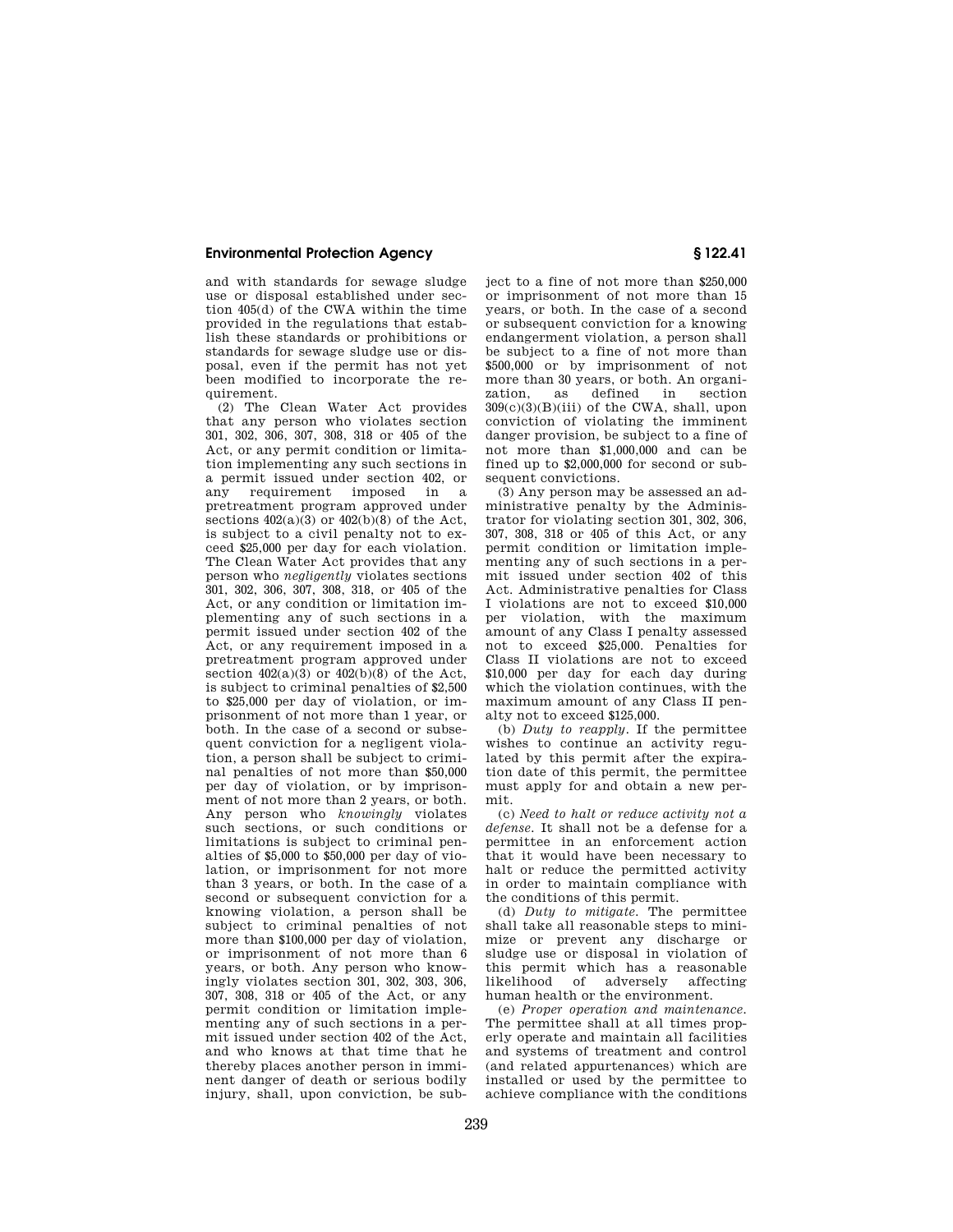and with standards for sewage sludge use or disposal established under section 405(d) of the CWA within the time provided in the regulations that establish these standards or prohibitions or standards for sewage sludge use or disposal, even if the permit has not yet been modified to incorporate the requirement.

(2) The Clean Water Act provides that any person who violates section 301, 302, 306, 307, 308, 318 or 405 of the Act, or any permit condition or limitation implementing any such sections in a permit issued under section 402, or any requirement imposed in a pretreatment program approved under sections 402(a)(3) or 402(b)(8) of the Act, is subject to a civil penalty not to exceed $25,000 per day for each violation. The Clean Water Act provides that any person who *negligently* violates sections 301, 302, 306, 307, 308, 318, or 405 of the Act, or any condition or limitation implementing any of such sections in a permit issued under section 402 of the Act, or any requirement imposed in a pretreatment program approved under section 402(a)(3) or 402(b)(8) of the Act, is subject to criminal penalties of $2,500 to $25,000 per day of violation, or imprisonment of not more than 1 year, or both. In the case of a second or subsequent conviction for a negligent violation, a person shall be subject to criminal penalties of not more than $50,000 per day of violation, or by imprisonment of not more than 2 years, or both. Any person who *knowingly* violates such sections, or such conditions or limitations is subject to criminal penalties of $5,000 to $50,000 per day of violation, or imprisonment for not more than 3 years, or both. In the case of a second or subsequent conviction for a knowing violation, a person shall be subject to criminal penalties of not more than $100,000 per day of violation, or imprisonment of not more than 6 years, or both. Any person who knowingly violates section 301, 302, 303, 306, 307, 308, 318 or 405 of the Act, or any permit condition or limitation implementing any of such sections in a permit issued under section 402 of the Act, and who knows at that time that he thereby places another person in imminent danger of death or serious bodily injury, shall, upon conviction, be subject to a fine of not more than $250,000 or imprisonment of not more than 15 years, or both. In the case of a second or subsequent conviction for a knowing endangerment violation, a person shall be subject to a fine of not more than $500,000 or by imprisonment of not more than 30 years, or both. An organization, as defined in section 309(c)(3)(B)(iii) of the CWA, shall, upon conviction of violating the imminent danger provision, be subject to a fine of not more than $1,000,000 and can be fined up to $2,000,000 for second or subsequent convictions.

(3) Any person may be assessed an administrative penalty by the Administrator for violating section 301, 302, 306, 307, 308, 318 or 405 of this Act, or any permit condition or limitation implementing any of such sections in a permit issued under section 402 of this Act. Administrative penalties for Class I violations are not to exceed $10,000 per violation, with the maximum amount of any Class I penalty assessed not to exceed $25,000. Penalties for Class II violations are not to exceed $10,000 per day for each day during which the violation continues, with the maximum amount of any Class II penalty not to exceed $125,000.

(b) *Duty to reapply.* If the permittee wishes to continue an activity regulated by this permit after the expiration date of this permit, the permittee must apply for and obtain a new permit.

(c) *Need to halt or reduce activity not a defense.* It shall not be a defense for a permittee in an enforcement action that it would have been necessary to halt or reduce the permitted activity in order to maintain compliance with the conditions of this permit.

(d) *Duty to mitigate.* The permittee shall take all reasonable steps to minimize or prevent any discharge or sludge use or disposal in violation of this permit which has a reasonable likelihood of adversely affecting human health or the environment.

(e) *Proper operation and maintenance.* The permittee shall at all times properly operate and maintain all facilities and systems of treatment and control (and related appurtenances) which are installed or used by the permittee to achieve compliance with the conditions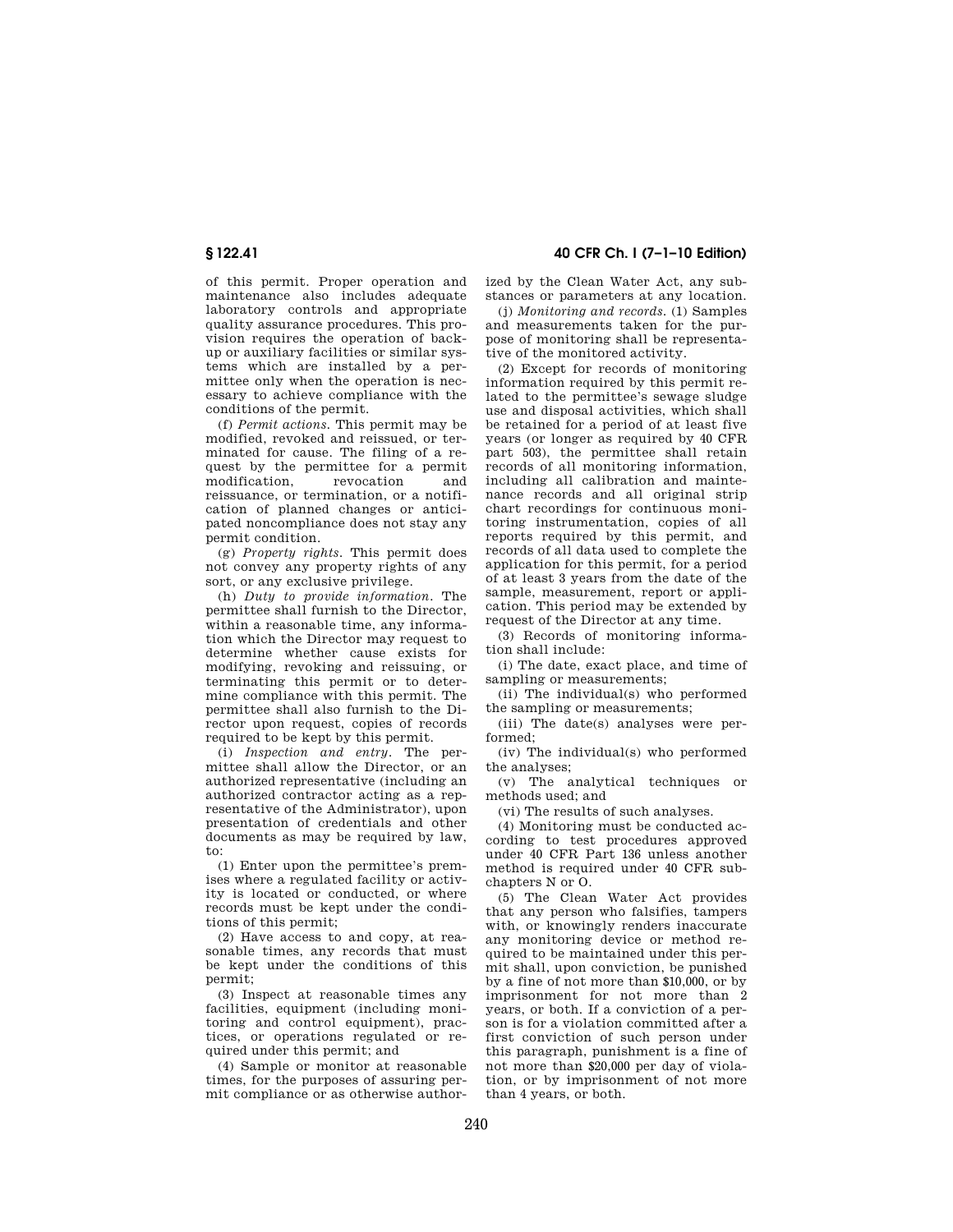of this permit. Proper operation and maintenance also includes adequate laboratory controls and appropriate quality assurance procedures. This provision requires the operation of backup or auxiliary facilities or similar systems which are installed by a permittee only when the operation is necessary to achieve compliance with the conditions of the permit.

(f) *Permit actions.* This permit may be modified, revoked and reissued, or terminated for cause. The filing of a request by the permittee for a permit modification, revocation and reissuance, or termination, or a notification of planned changes or anticipated noncompliance does not stay any permit condition.

(g) *Property rights.* This permit does not convey any property rights of any sort, or any exclusive privilege.

(h) *Duty to provide information.* The permittee shall furnish to the Director, within a reasonable time, any information which the Director may request to determine whether cause exists for modifying, revoking and reissuing, or terminating this permit or to determine compliance with this permit. The permittee shall also furnish to the Director upon request, copies of records required to be kept by this permit.

(i) *Inspection and entry.* The permittee shall allow the Director, or an authorized representative (including an authorized contractor acting as a representative of the Administrator), upon presentation of credentials and other documents as may be required by law, to:

(1) Enter upon the permittee's premises where a regulated facility or activity is located or conducted, or where records must be kept under the conditions of this permit;

(2) Have access to and copy, at reasonable times, any records that must be kept under the conditions of this permit;

(3) Inspect at reasonable times any facilities, equipment (including monitoring and control equipment), practices, or operations regulated or required under this permit; and

(4) Sample or monitor at reasonable times, for the purposes of assuring permit compliance or as otherwise authorized by the Clean Water Act, any substances or parameters at any location.

(j) *Monitoring and records.* (1) Samples and measurements taken for the purpose of monitoring shall be representative of the monitored activity.

(2) Except for records of monitoring information required by this permit related to the permittee's sewage sludge use and disposal activities, which shall be retained for a period of at least five years (or longer as required by 40 CFR part 503), the permittee shall retain records of all monitoring information, including all calibration and maintenance records and all original strip chart recordings for continuous monitoring instrumentation, copies of all reports required by this permit, and records of all data used to complete the application for this permit, for a period of at least 3 years from the date of the sample, measurement, report or application. This period may be extended by request of the Director at any time.

(3) Records of monitoring information shall include:

(i) The date, exact place, and time of sampling or measurements;

(ii) The individual(s) who performed the sampling or measurements;

(iii) The date(s) analyses were performed;

(iv) The individual(s) who performed the analyses;

(v) The analytical techniques or methods used; and

(vi) The results of such analyses.

(4) Monitoring must be conducted according to test procedures approved under 40 CFR Part 136 unless another method is required under 40 CFR subchapters N or O.

(5) The Clean Water Act provides that any person who falsifies, tampers with, or knowingly renders inaccurate any monitoring device or method required to be maintained under this permit shall, upon conviction, be punished by a fine of not more than $10,000, or by imprisonment for not more than 2 years, or both. If a conviction of a person is for a violation committed after a first conviction of such person under this paragraph, punishment is a fine of not more than $20,000 per day of violation, or by imprisonment of not more than 4 years, or both.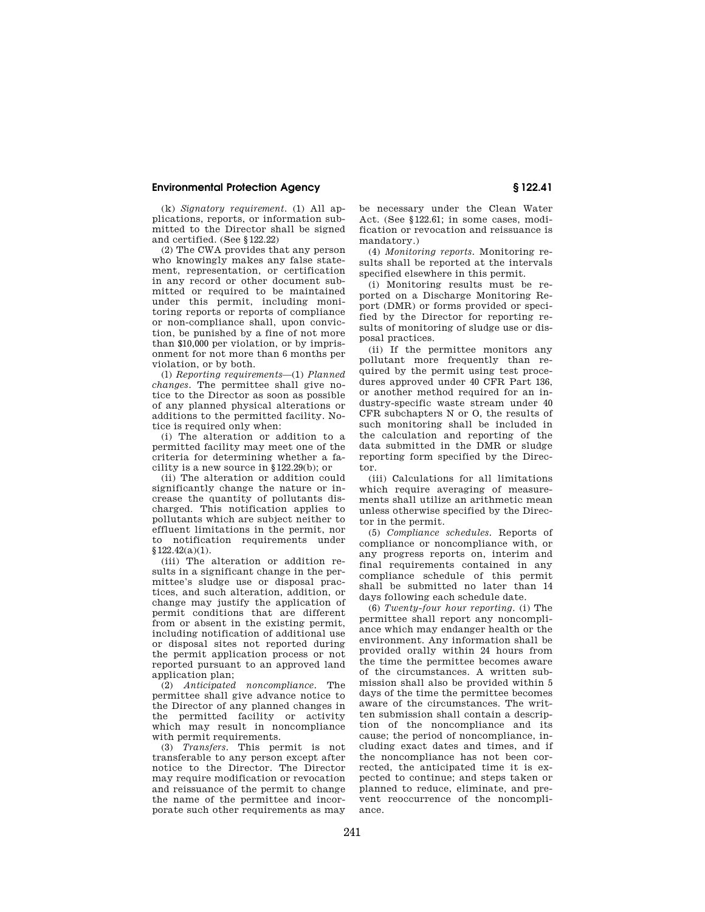(k) *Signatory requirement.* (1) All applications, reports, or information submitted to the Director shall be signed and certified. (See §122.22)

(2) The CWA provides that any person who knowingly makes any false statement, representation, or certification in any record or other document submitted or required to be maintained under this permit, including monitoring reports or reports of compliance or non-compliance shall, upon conviction, be punished by a fine of not more than $10,000 per violation, or by imprisonment for not more than 6 months per violation, or by both.

(l) *Reporting requirements*—(1) *Planned changes.* The permittee shall give notice to the Director as soon as possible of any planned physical alterations or additions to the permitted facility. Notice is required only when:

(i) The alteration or addition to a permitted facility may meet one of the criteria for determining whether a facility is a new source in §122.29(b); or

(ii) The alteration or addition could significantly change the nature or increase the quantity of pollutants discharged. This notification applies to pollutants which are subject neither to effluent limitations in the permit, nor to notification requirements under §122.42(a)(1).

(iii) The alteration or addition results in a significant change in the permittee's sludge use or disposal practices, and such alteration, addition, or change may justify the application of permit conditions that are different from or absent in the existing permit, including notification of additional use or disposal sites not reported during the permit application process or not reported pursuant to an approved land application plan;

(2) *Anticipated noncompliance.* The permittee shall give advance notice to the Director of any planned changes in the permitted facility or activity which may result in noncompliance with permit requirements.

(3) *Transfers.* This permit is not transferable to any person except after notice to the Director. The Director may require modification or revocation and reissuance of the permit to change the name of the permittee and incorporate such other requirements as may be necessary under the Clean Water Act. (See §122.61; in some cases, modification or revocation and reissuance is mandatory.)

(4) *Monitoring reports.* Monitoring results shall be reported at the intervals specified elsewhere in this permit.

(i) Monitoring results must be reported on a Discharge Monitoring Report (DMR) or forms provided or specified by the Director for reporting results of monitoring of sludge use or disposal practices.

(ii) If the permittee monitors any pollutant more frequently than required by the permit using test procedures approved under 40 CFR Part 136, or another method required for an industry-specific waste stream under 40 CFR subchapters N or O, the results of such monitoring shall be included in the calculation and reporting of the data submitted in the DMR or sludge reporting form specified by the Director.

(iii) Calculations for all limitations which require averaging of measurements shall utilize an arithmetic mean unless otherwise specified by the Director in the permit.

(5) *Compliance schedules.* Reports of compliance or noncompliance with, or any progress reports on, interim and final requirements contained in any compliance schedule of this permit shall be submitted no later than 14 days following each schedule date.

(6) *Twenty-four hour reporting.* (i) The permittee shall report any noncompliance which may endanger health or the environment. Any information shall be provided orally within 24 hours from the time the permittee becomes aware of the circumstances. A written submission shall also be provided within 5 days of the time the permittee becomes aware of the circumstances. The written submission shall contain a description of the noncompliance and its cause; the period of noncompliance, including exact dates and times, and if the noncompliance has not been corrected, the anticipated time it is expected to continue; and steps taken or planned to reduce, eliminate, and prevent reoccurrence of the noncompliance.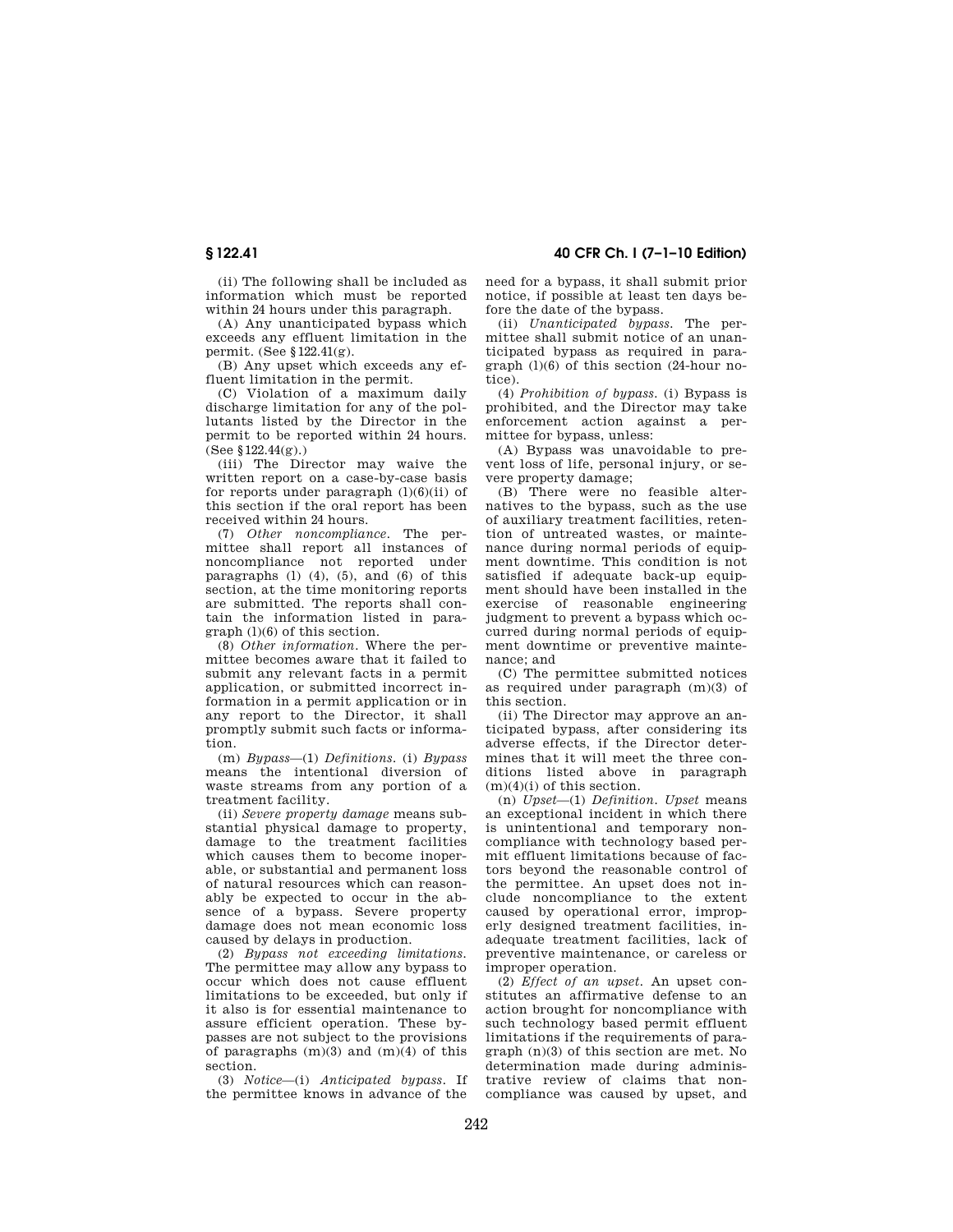(ii) The following shall be included as information which must be reported within 24 hours under this paragraph.

(A) Any unanticipated bypass which exceeds any effluent limitation in the permit. (See §122.41(g).

(B) Any upset which exceeds any effluent limitation in the permit.

(C) Violation of a maximum daily discharge limitation for any of the pollutants listed by the Director in the permit to be reported within 24 hours. (See §122.44(g).)

(iii) The Director may waive the written report on a case-by-case basis for reports under paragraph (l)(6)(ii) of this section if the oral report has been received within 24 hours.

(7) *Other noncompliance.* The permittee shall report all instances of noncompliance not reported under paragraphs (l) (4), (5), and (6) of this section, at the time monitoring reports are submitted. The reports shall contain the information listed in paragraph (l)(6) of this section.

(8) *Other information.* Where the permittee becomes aware that it failed to submit any relevant facts in a permit application, or submitted incorrect information in a permit application or in any report to the Director, it shall promptly submit such facts or information.

(m) *Bypass*—(1) *Definitions.* (i) *Bypass* means the intentional diversion of waste streams from any portion of a treatment facility.

(ii) *Severe property damage* means substantial physical damage to property, damage to the treatment facilities which causes them to become inoperable, or substantial and permanent loss of natural resources which can reasonably be expected to occur in the absence of a bypass. Severe property damage does not mean economic loss caused by delays in production.

(2) *Bypass not exceeding limitations.* The permittee may allow any bypass to occur which does not cause effluent limitations to be exceeded, but only if it also is for essential maintenance to assure efficient operation. These bypasses are not subject to the provisions of paragraphs (m)(3) and (m)(4) of this section.

(3) *Notice*—(i) *Anticipated bypass.* If the permittee knows in advance of the need for a bypass, it shall submit prior notice, if possible at least ten days before the date of the bypass.

(ii) *Unanticipated bypass.* The permittee shall submit notice of an unanticipated bypass as required in paragraph (l)(6) of this section (24-hour notice).

(4) *Prohibition of bypass.* (i) Bypass is prohibited, and the Director may take enforcement action against a permittee for bypass, unless:

(A) Bypass was unavoidable to prevent loss of life, personal injury, or severe property damage;

(B) There were no feasible alternatives to the bypass, such as the use of auxiliary treatment facilities, retention of untreated wastes, or maintenance during normal periods of equipment downtime. This condition is not satisfied if adequate back-up equipment should have been installed in the exercise of reasonable engineering judgment to prevent a bypass which occurred during normal periods of equipment downtime or preventive maintenance; and

(C) The permittee submitted notices as required under paragraph (m)(3) of this section.

(ii) The Director may approve an anticipated bypass, after considering its adverse effects, if the Director determines that it will meet the three conditions listed above in paragraph (m)(4)(i) of this section.

(n) *Upset*—(1) *Definition. Upset* means an exceptional incident in which there is unintentional and temporary noncompliance with technology based permit effluent limitations because of factors beyond the reasonable control of the permittee. An upset does not include noncompliance to the extent caused by operational error, improperly designed treatment facilities, inadequate treatment facilities, lack of preventive maintenance, or careless or improper operation.

(2) *Effect of an upset.* An upset constitutes an affirmative defense to an action brought for noncompliance with such technology based permit effluent limitations if the requirements of paragraph (n)(3) of this section are met. No determination made during administrative review of claims that noncompliance was caused by upset, and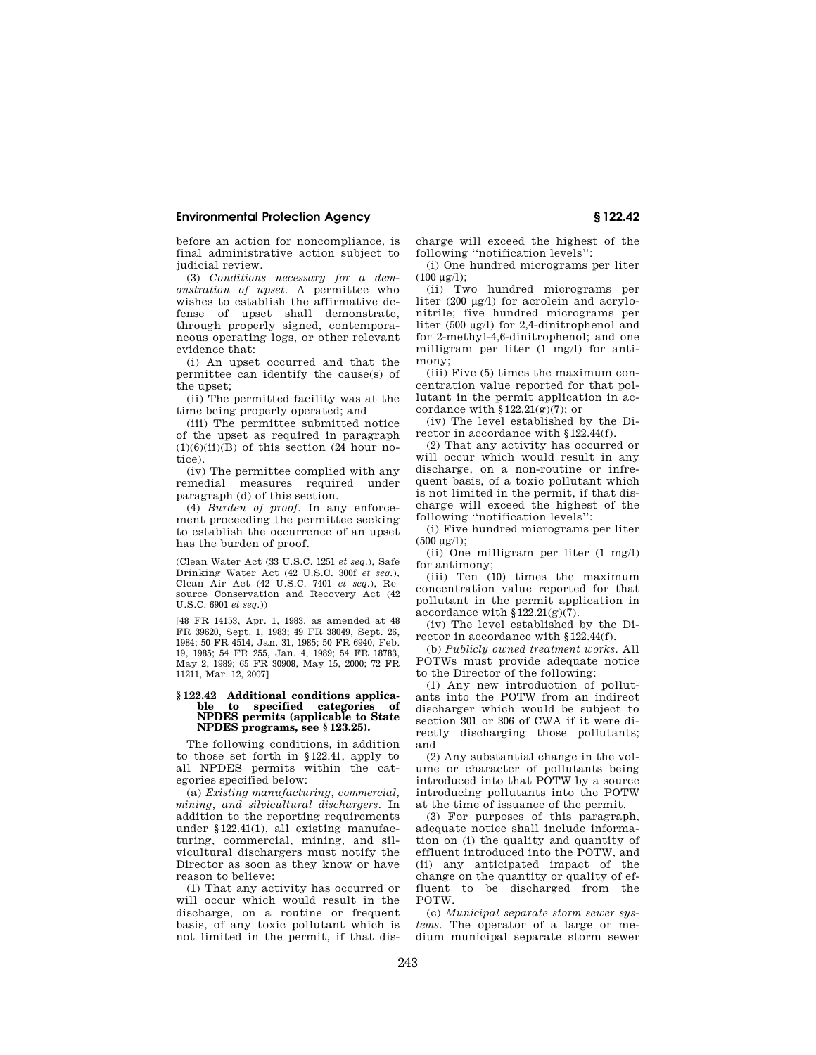before an action for noncompliance, is final administrative action subject to judicial review.

(3) *Conditions necessary for a demonstration of upset.* A permittee who wishes to establish the affirmative defense of upset shall demonstrate, through properly signed, contemporaneous operating logs, or other relevant evidence that:

(i) An upset occurred and that the permittee can identify the cause(s) of the upset;

(ii) The permitted facility was at the time being properly operated; and

(iii) The permittee submitted notice of the upset as required in paragraph (l)(6)(ii)(B) of this section (24 hour notice).

(iv) The permittee complied with any remedial measures required under paragraph (d) of this section.

(4) *Burden of proof.* In any enforcement proceeding the permittee seeking to establish the occurrence of an upset has the burden of proof.

(Clean Water Act (33 U.S.C. 1251 *et seq.*), Safe Drinking Water Act (42 U.S.C. 300f *et seq.*), Clean Air Act (42 U.S.C. 7401 *et seq.*), Resource Conservation and Recovery Act (42 U.S.C. 6901 *et seq.*))

[48 FR 14153, Apr. 1, 1983, as amended at 48 FR 39620, Sept. 1, 1983; 49 FR 38049, Sept. 26, 1984; 50 FR 4514, Jan. 31, 1985; 50 FR 6940, Feb. 19, 1985; 54 FR 255, Jan. 4, 1989; 54 FR 18783, May 2, 1989; 65 FR 30908, May 15, 2000; 72 FR 11211, Mar. 12, 2007]

### § 122.42 Additional conditions applicable to specified categories of NPDES permits (applicable to State NPDES programs, see § 123.25).

The following conditions, in addition to those set forth in §122.41, apply to all NPDES permits within the categories specified below:

(a) *Existing manufacturing, commercial, mining, and silvicultural dischargers.* In addition to the reporting requirements under §122.41(l), all existing manufacturing, commercial, mining, and silvicultural dischargers must notify the Director as soon as they know or have reason to believe:

(1) That any activity has occurred or will occur which would result in the discharge, on a routine or frequent basis, of any toxic pollutant which is not limited in the permit, if that discharge will exceed the highest of the following "notification levels":

(i) One hundred micrograms per liter (100 μg/l);

(ii) Two hundred micrograms per liter (200 μg/l) for acrolein and acrylonitrile; five hundred micrograms per liter (500 μg/l) for 2,4-dinitrophenol and for 2-methyl-4,6-dinitrophenol; and one milligram per liter (1 mg/l) for antimony;

(iii) Five (5) times the maximum concentration value reported for that pollutant in the permit application in accordance with §122.21(g)(7); or

(iv) The level established by the Director in accordance with §122.44(f).

(2) That any activity has occurred or will occur which would result in any discharge, on a non-routine or infrequent basis, of a toxic pollutant which is not limited in the permit, if that discharge will exceed the highest of the following "notification levels":

(i) Five hundred micrograms per liter (500 μg/l);

(ii) One milligram per liter (1 mg/l) for antimony;

(iii) Ten (10) times the maximum concentration value reported for that pollutant in the permit application in accordance with §122.21(g)(7).

(iv) The level established by the Director in accordance with §122.44(f).

(b) *Publicly owned treatment works.* All POTWs must provide adequate notice to the Director of the following:

(1) Any new introduction of pollutants into the POTW from an indirect discharger which would be subject to section 301 or 306 of CWA if it were directly discharging those pollutants; and

(2) Any substantial change in the volume or character of pollutants being introduced into that POTW by a source introducing pollutants into the POTW at the time of issuance of the permit.

(3) For purposes of this paragraph, adequate notice shall include information on (i) the quality and quantity of effluent introduced into the POTW, and (ii) any anticipated impact of the change on the quantity or quality of effluent to be discharged from the POTW.

(c) *Municipal separate storm sewer systems.* The operator of a large or medium municipal separate storm sewer